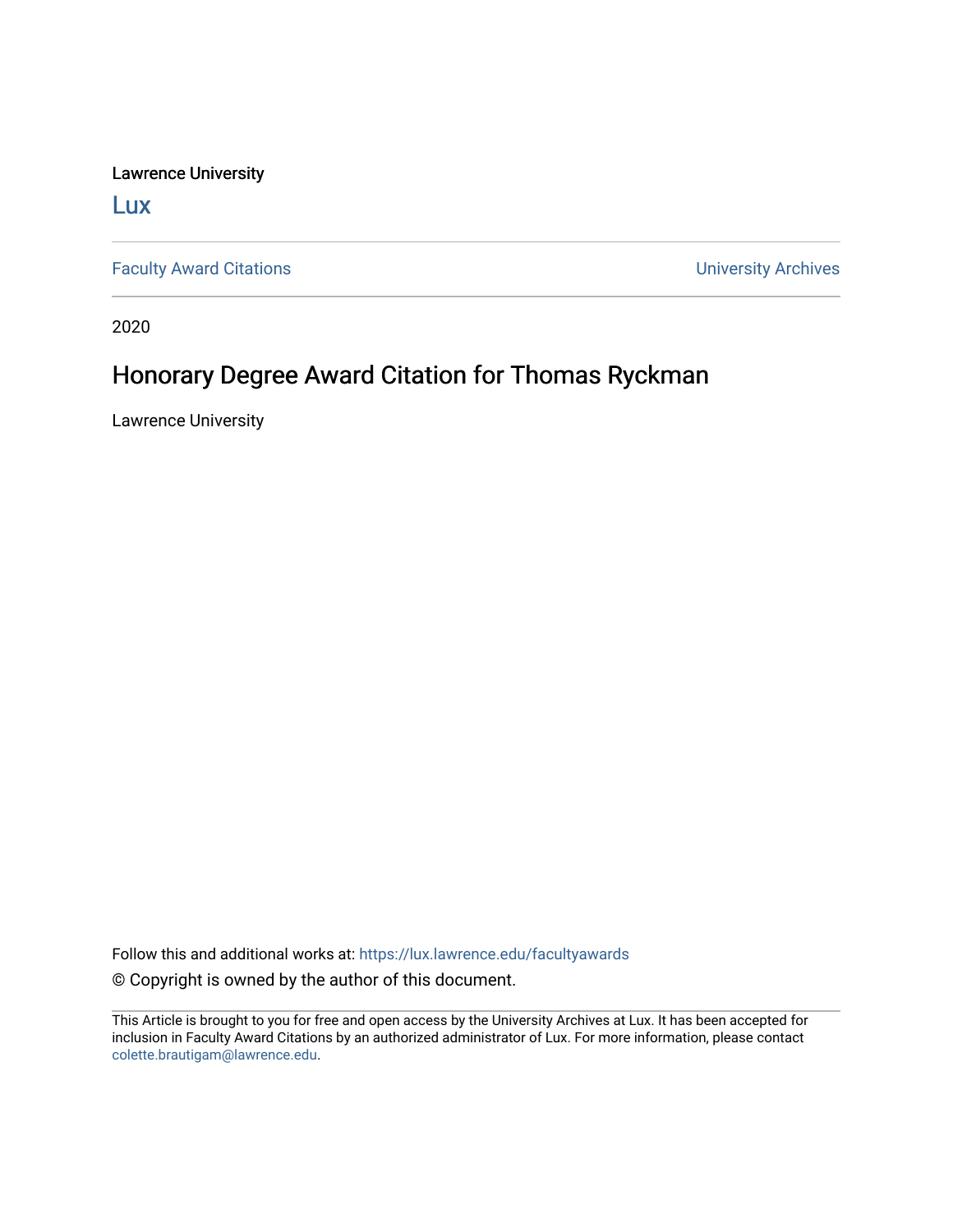Lawrence University

Lux

Faculty Award Citations | University Archives

2020

# Honorary Degree Award Citation for Thomas Ryckman

Lawrence University

Follow this and additional works at: https://lux.lawrence.edu/facultyawards

© Copyright is owned by the author of this document.

This Article is brought to you for free and open access by the University Archives at Lux. It has been accepted for inclusion in Faculty Award Citations by an authorized administrator of Lux. For more information, please contact colette.brautigam@lawrence.edu.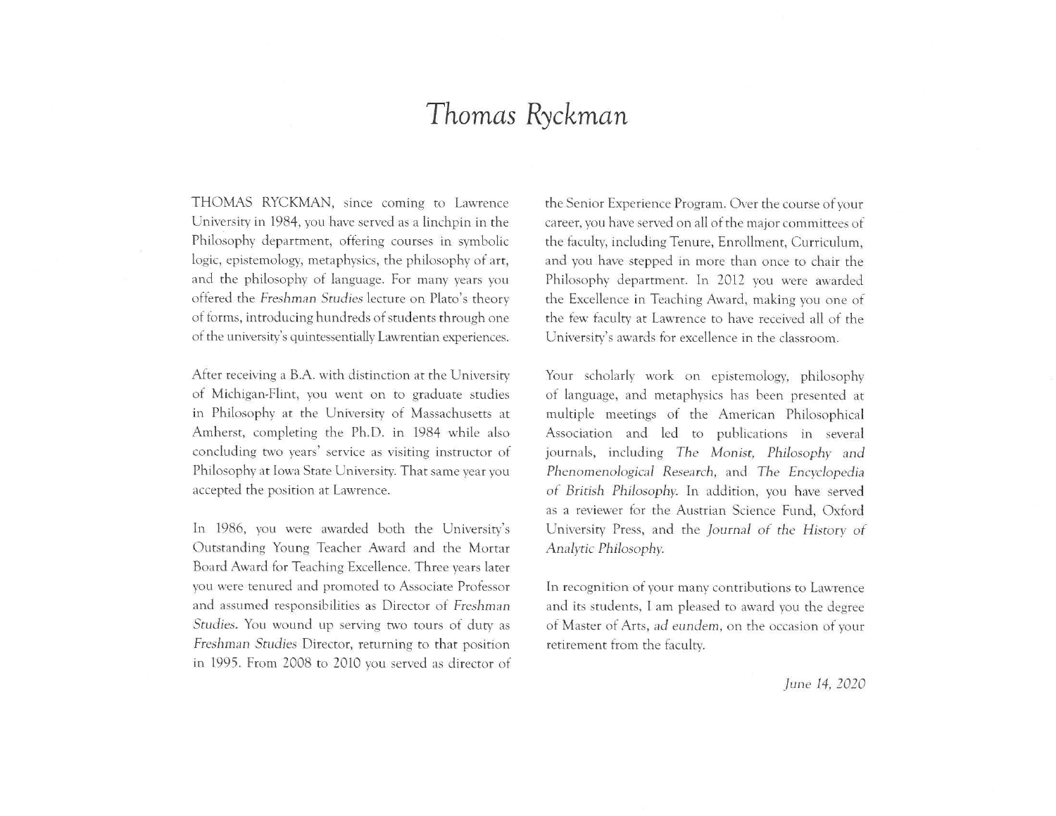# *Thomas Ryckman*

THOMAS RYCKMAN, since coming to Lawrence University in 1984, you have served as a linchpin in the Philosophy department, offering courses in symbolic logic, epistemology, metaphysics, the philosophy of art, and the philosophy of language. For many years you offered the *Freshman Studies* lecture on Plato's theory of forms, introducing hundreds of students through one of the university's quintessentially Lawrentian experiences.

After receiving a B.A. with distinction at the University of Michigan-Flint, you went on to graduate studies in Philosophy at the University of Massachusetts at Amherst, completing the Ph.D. in 1984 while also concluding two years' service as visiting instructor of Philosophy at Iowa State University. That same year you accepted the position at Lawrence.

In 1986, you were awarded both the University's Outstanding Young Teacher Award and the Mortar Board Award for Teaching Excellence. Three years later you were tenured and promoted to Associate Professor and assumed responsibilities as Director of *Freshman Studies*. You wound up serving two tours of duty as *Freshman Studies* Director, returning to that position in 1995. From 2008 to 2010 you served as director of the Senior Experience Program. Over the course of your career, you have served on all of the major committees of the faculty, including Tenure, Enrollment, Curriculum, and you have stepped in more than once to chair the Philosophy department. In 2012 you were awarded the Excellence in Teaching Award, making you one of the few faculty at Lawrence to have received all of the University's awards for excellence in the classroom.

Your scholarly work on epistemology, philosophy of language, and metaphysics has been presented at multiple meetings of the American Philosophical Association and led to publications in several journals, including *The Monist, Philosophy and Phenomenological Research,* and *The Encyclopedia of British Philosophy.* In addition, you have served as a reviewer for the Austrian Science Fund, Oxford University Press, and the *Journal of the History of Analytic Philosophy.*

In recognition of your many contributions to Lawrence and its students, I am pleased to award you the degree of Master of Arts, *ad eundem,* on the occasion of your retirement from the faculty.

*June 14, 2020*